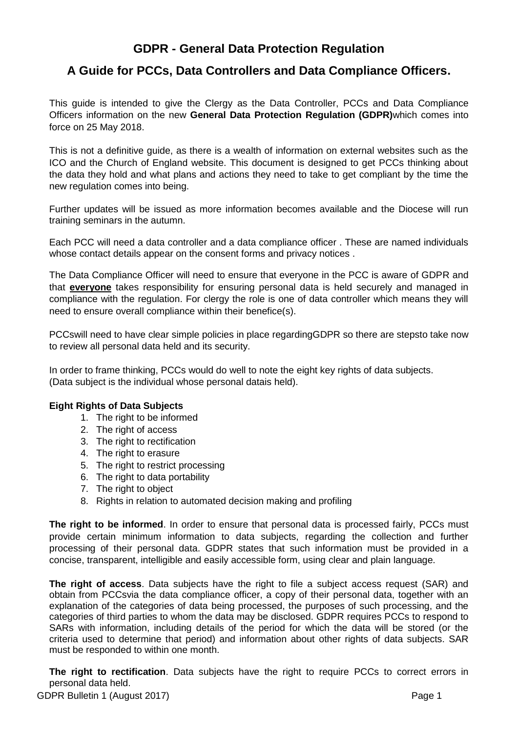# GDPR - General Data Protection Regulation

## A Guide for PCCs, Data Controllers and Data Compliance Officers.

This guide is intended to give the Clergy as the Data Controller, PCCs and Data Compliance Officers information on the new **General Data Protection Regulation (GDPR)**which comes into force on 25 May 2018.

This is not a definitive guide, as there is a wealth of information on external websites such as the ICO and the Church of England website. This document is designed to get PCCs thinking about the data they hold and what plans and actions they need to take to get compliant by the time the new regulation comes into being.

Further updates will be issued as more information becomes available and the Diocese will run training seminars in the autumn.

Each PCC will need a data controller and a data compliance officer . These are named individuals whose contact details appear on the consent forms and privacy notices .

The Data Compliance Officer will need to ensure that everyone in the PCC is aware of GDPR and that **<u>everyone</u>** takes responsibility for ensuring personal data is held securely and managed in compliance with the regulation. For clergy the role is one of data controller which means they will need to ensure overall compliance within their benefice(s).

PCCswill need to have clear simple policies in place regardingGDPR so there are stepsto take now to review all personal data held and its security.

In order to frame thinking, PCCs would do well to note the eight key rights of data subjects. (Data subject is the individual whose personal datais held).

**Eight Rights of Data Subjects**

1. The right to be informed
2. The right of access
3. The right to rectification
4. The right to erasure
5. The right to restrict processing
6. The right to data portability
7. The right to object
8. Rights in relation to automated decision making and profiling

**The right to be informed**. In order to ensure that personal data is processed fairly, PCCs must provide certain minimum information to data subjects, regarding the collection and further processing of their personal data. GDPR states that such information must be provided in a concise, transparent, intelligible and easily accessible form, using clear and plain language.

**The right of access**. Data subjects have the right to file a subject access request (SAR) and obtain from PCCsvia the data compliance officer, a copy of their personal data, together with an explanation of the categories of data being processed, the purposes of such processing, and the categories of third parties to whom the data may be disclosed. GDPR requires PCCs to respond to SARs with information, including details of the period for which the data will be stored (or the criteria used to determine that period) and information about other rights of data subjects. SAR must be responded to within one month.

**The right to rectification**. Data subjects have the right to require PCCs to correct errors in personal data held.

GDPR Bulletin 1 (August 2017)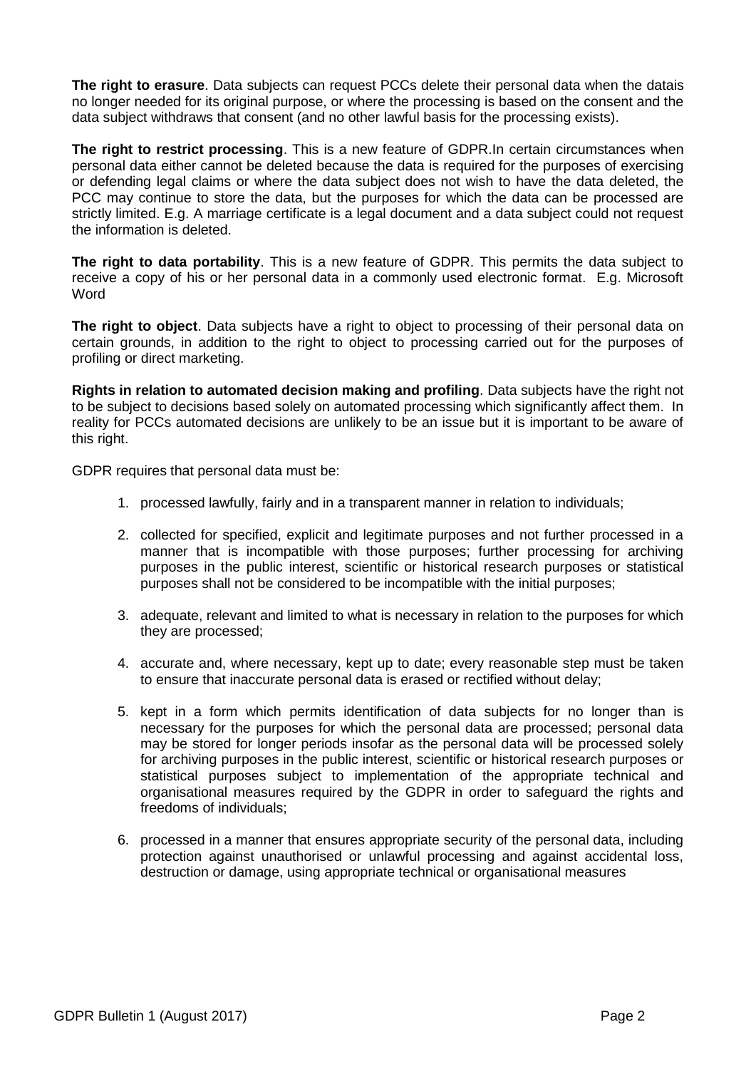**The right to erasure**. Data subjects can request PCCs delete their personal data when the datais no longer needed for its original purpose, or where the processing is based on the consent and the data subject withdraws that consent (and no other lawful basis for the processing exists).

**The right to restrict processing**. This is a new feature of GDPR.In certain circumstances when personal data either cannot be deleted because the data is required for the purposes of exercising or defending legal claims or where the data subject does not wish to have the data deleted, the PCC may continue to store the data, but the purposes for which the data can be processed are strictly limited. E.g. A marriage certificate is a legal document and a data subject could not request the information is deleted.

**The right to data portability**. This is a new feature of GDPR. This permits the data subject to receive a copy of his or her personal data in a commonly used electronic format. E.g. Microsoft Word

**The right to object**. Data subjects have a right to object to processing of their personal data on certain grounds, in addition to the right to object to processing carried out for the purposes of profiling or direct marketing.

**Rights in relation to automated decision making and profiling**. Data subjects have the right not to be subject to decisions based solely on automated processing which significantly affect them. In reality for PCCs automated decisions are unlikely to be an issue but it is important to be aware of this right.

GDPR requires that personal data must be:

1. processed lawfully, fairly and in a transparent manner in relation to individuals;

2. collected for specified, explicit and legitimate purposes and not further processed in a manner that is incompatible with those purposes; further processing for archiving purposes in the public interest, scientific or historical research purposes or statistical purposes shall not be considered to be incompatible with the initial purposes;

3. adequate, relevant and limited to what is necessary in relation to the purposes for which they are processed;

4. accurate and, where necessary, kept up to date; every reasonable step must be taken to ensure that inaccurate personal data is erased or rectified without delay;

5. kept in a form which permits identification of data subjects for no longer than is necessary for the purposes for which the personal data are processed; personal data may be stored for longer periods insofar as the personal data will be processed solely for archiving purposes in the public interest, scientific or historical research purposes or statistical purposes subject to implementation of the appropriate technical and organisational measures required by the GDPR in order to safeguard the rights and freedoms of individuals;

6. processed in a manner that ensures appropriate security of the personal data, including protection against unauthorised or unlawful processing and against accidental loss, destruction or damage, using appropriate technical or organisational measures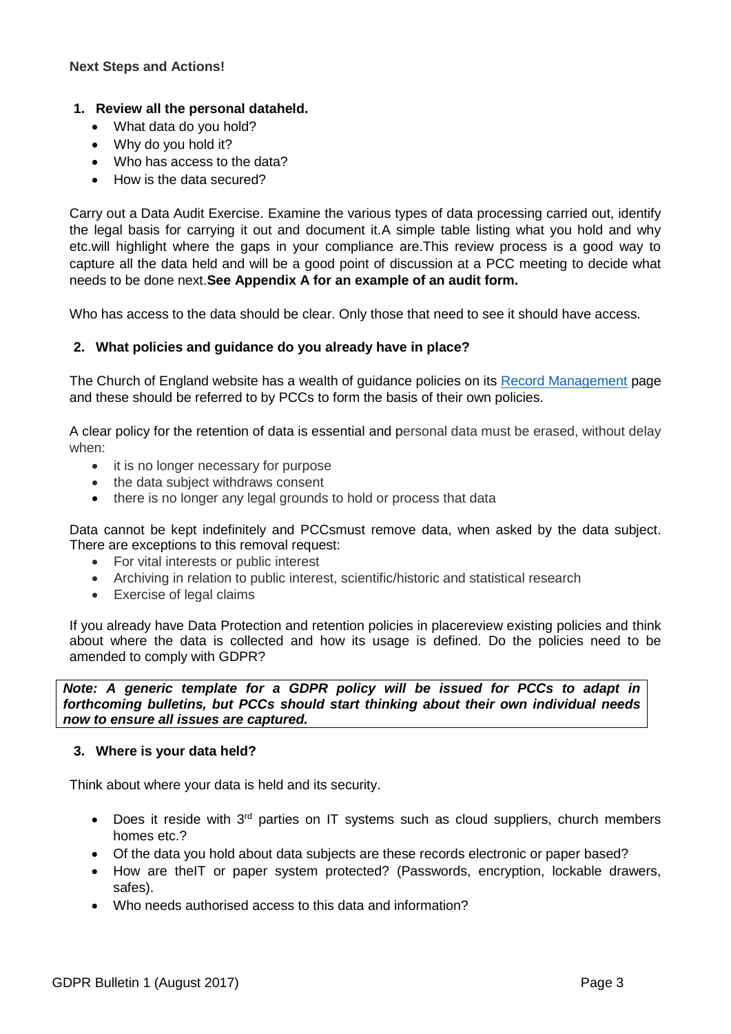**Next Steps and Actions!**

1. **Review all the personal dataheld.**
    - What data do you hold?
    - Why do you hold it?
    - Who has access to the data?
    - How is the data secured?

Carry out a Data Audit Exercise. Examine the various types of data processing carried out, identify the legal basis for carrying it out and document it.A simple table listing what you hold and why etc.will highlight where the gaps in your compliance are.This review process is a good way to capture all the data held and will be a good point of discussion at a PCC meeting to decide what needs to be done next.**See Appendix A for an example of an audit form.**

Who has access to the data should be clear. Only those that need to see it should have access.

2. **What policies and guidance do you already have in place?**

The Church of England website has a wealth of guidance policies on its Record Management page and these should be referred to by PCCs to form the basis of their own policies.

A clear policy for the retention of data is essential and personal data must be erased, without delay when:

- it is no longer necessary for purpose
- the data subject withdraws consent
- there is no longer any legal grounds to hold or process that data

Data cannot be kept indefinitely and PCCsmust remove data, when asked by the data subject. There are exceptions to this removal request:

- For vital interests or public interest
- Archiving in relation to public interest, scientific/historic and statistical research
- Exercise of legal claims

If you already have Data Protection and retention policies in placereview existing policies and think about where the data is collected and how its usage is defined. Do the policies need to be amended to comply with GDPR?

> ***Note: A generic template for a GDPR policy will be issued for PCCs to adapt in forthcoming bulletins, but PCCs should start thinking about their own individual needs now to ensure all issues are captured.***

3. **Where is your data held?**

Think about where your data is held and its security.

- Does it reside with 3rd parties on IT systems such as cloud suppliers, church members homes etc.?
- Of the data you hold about data subjects are these records electronic or paper based?
- How are theIT or paper system protected? (Passwords, encryption, lockable drawers, safes).
- Who needs authorised access to this data and information?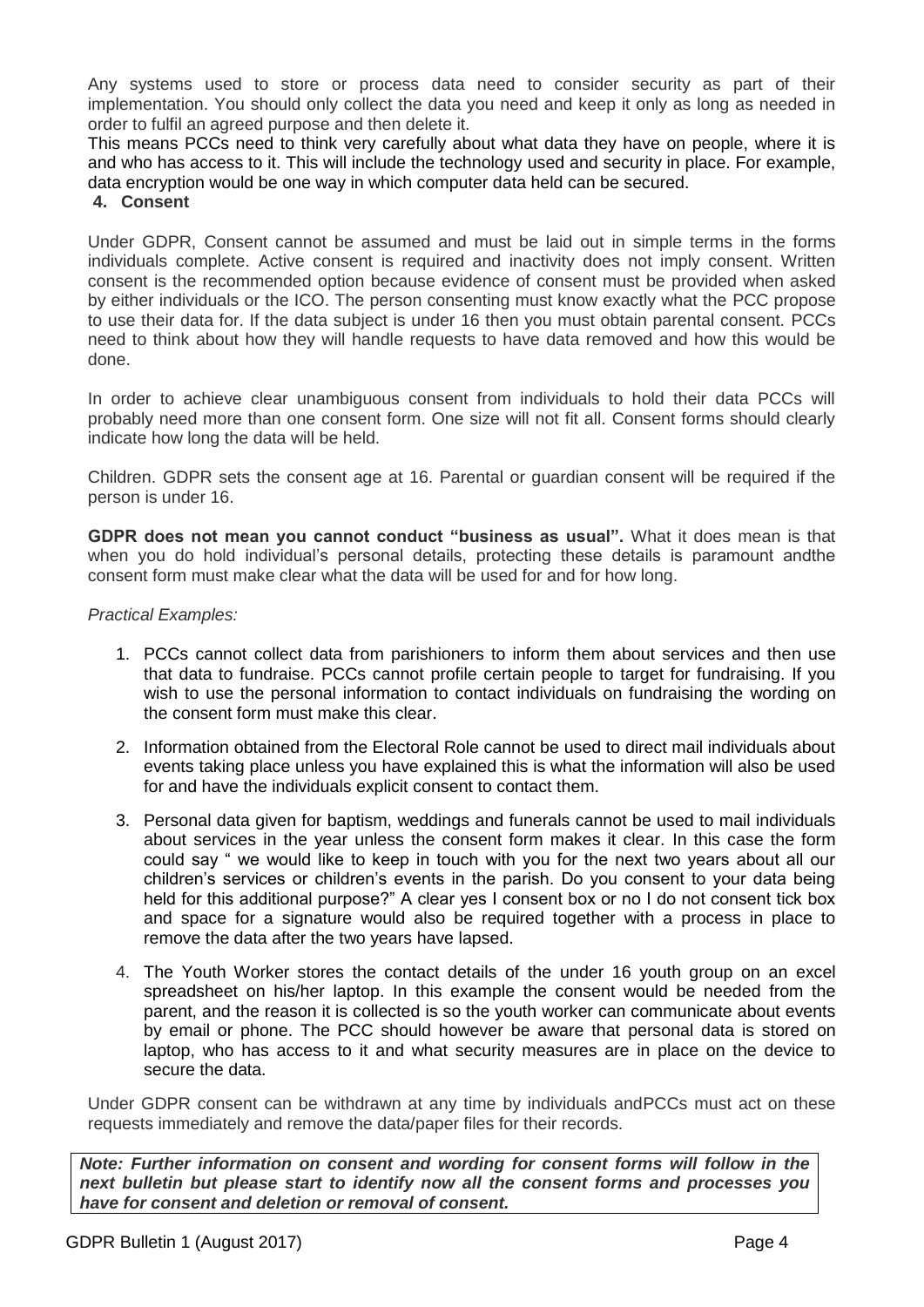Any systems used to store or process data need to consider security as part of their implementation. You should only collect the data you need and keep it only as long as needed in order to fulfil an agreed purpose and then delete it.

This means PCCs need to think very carefully about what data they have on people, where it is and who has access to it. This will include the technology used and security in place. For example, data encryption would be one way in which computer data held can be secured.

## 4. Consent

Under GDPR, Consent cannot be assumed and must be laid out in simple terms in the forms individuals complete. Active consent is required and inactivity does not imply consent. Written consent is the recommended option because evidence of consent must be provided when asked by either individuals or the ICO. The person consenting must know exactly what the PCC propose to use their data for. If the data subject is under 16 then you must obtain parental consent. PCCs need to think about how they will handle requests to have data removed and how this would be done.

In order to achieve clear unambiguous consent from individuals to hold their data PCCs will probably need more than one consent form. One size will not fit all. Consent forms should clearly indicate how long the data will be held.

Children. GDPR sets the consent age at 16. Parental or guardian consent will be required if the person is under 16.

**GDPR does not mean you cannot conduct "business as usual".** What it does mean is that when you do hold individual's personal details, protecting these details is paramount andthe consent form must make clear what the data will be used for and for how long.

*Practical Examples:*

1. PCCs cannot collect data from parishioners to inform them about services and then use that data to fundraise. PCCs cannot profile certain people to target for fundraising. If you wish to use the personal information to contact individuals on fundraising the wording on the consent form must make this clear.
2. Information obtained from the Electoral Role cannot be used to direct mail individuals about events taking place unless you have explained this is what the information will also be used for and have the individuals explicit consent to contact them.
3. Personal data given for baptism, weddings and funerals cannot be used to mail individuals about services in the year unless the consent form makes it clear. In this case the form could say " we would like to keep in touch with you for the next two years about all our children's services or children's events in the parish. Do you consent to your data being held for this additional purpose?" A clear yes I consent box or no I do not consent tick box and space for a signature would also be required together with a process in place to remove the data after the two years have lapsed.
4. The Youth Worker stores the contact details of the under 16 youth group on an excel spreadsheet on his/her laptop. In this example the consent would be needed from the parent, and the reason it is collected is so the youth worker can communicate about events by email or phone. The PCC should however be aware that personal data is stored on laptop, who has access to it and what security measures are in place on the device to secure the data.

Under GDPR consent can be withdrawn at any time by individuals andPCCs must act on these requests immediately and remove the data/paper files for their records.

***Note: Further information on consent and wording for consent forms will follow in the next bulletin but please start to identify now all the consent forms and processes you have for consent and deletion or removal of consent.***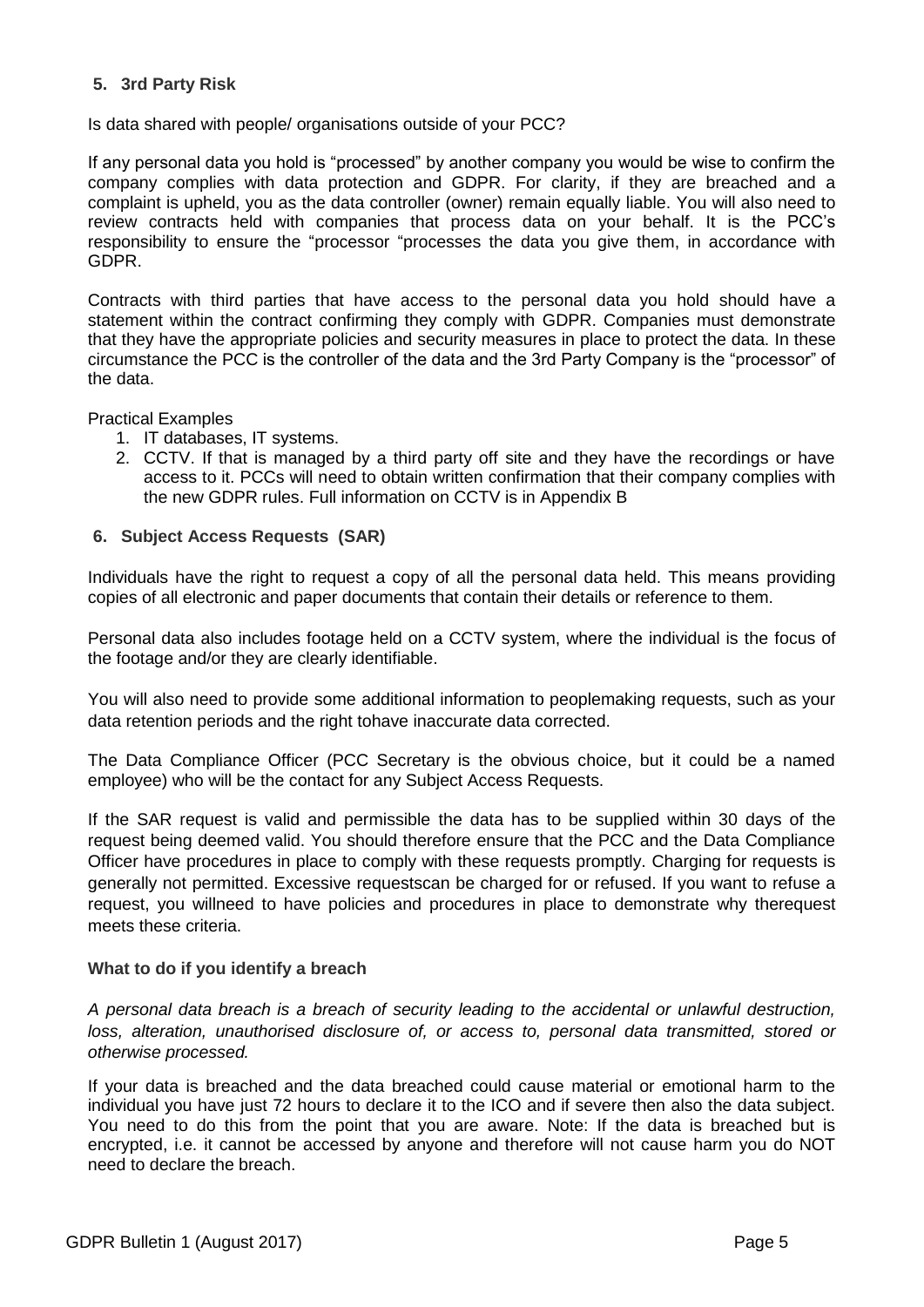## 5. 3rd Party Risk

Is data shared with people/ organisations outside of your PCC?

If any personal data you hold is "processed" by another company you would be wise to confirm the company complies with data protection and GDPR. For clarity, if they are breached and a complaint is upheld, you as the data controller (owner) remain equally liable. You will also need to review contracts held with companies that process data on your behalf. It is the PCC's responsibility to ensure the "processor "processes the data you give them, in accordance with GDPR.

Contracts with third parties that have access to the personal data you hold should have a statement within the contract confirming they comply with GDPR. Companies must demonstrate that they have the appropriate policies and security measures in place to protect the data. In these circumstance the PCC is the controller of the data and the 3rd Party Company is the "processor" of the data.

Practical Examples

1. IT databases, IT systems.
2. CCTV. If that is managed by a third party off site and they have the recordings or have access to it. PCCs will need to obtain written confirmation that their company complies with the new GDPR rules. Full information on CCTV is in Appendix B

## 6. Subject Access Requests (SAR)

Individuals have the right to request a copy of all the personal data held. This means providing copies of all electronic and paper documents that contain their details or reference to them.

Personal data also includes footage held on a CCTV system, where the individual is the focus of the footage and/or they are clearly identifiable.

You will also need to provide some additional information to peoplemaking requests, such as your data retention periods and the right tohave inaccurate data corrected.

The Data Compliance Officer (PCC Secretary is the obvious choice, but it could be a named employee) who will be the contact for any Subject Access Requests.

If the SAR request is valid and permissible the data has to be supplied within 30 days of the request being deemed valid. You should therefore ensure that the PCC and the Data Compliance Officer have procedures in place to comply with these requests promptly. Charging for requests is generally not permitted. Excessive requestscan be charged for or refused. If you want to refuse a request, you willneed to have policies and procedures in place to demonstrate why therequest meets these criteria.

### What to do if you identify a breach

*A personal data breach is a breach of security leading to the accidental or unlawful destruction, loss, alteration, unauthorised disclosure of, or access to, personal data transmitted, stored or otherwise processed.*

If your data is breached and the data breached could cause material or emotional harm to the individual you have just 72 hours to declare it to the ICO and if severe then also the data subject. You need to do this from the point that you are aware. Note: If the data is breached but is encrypted, i.e. it cannot be accessed by anyone and therefore will not cause harm you do NOT need to declare the breach.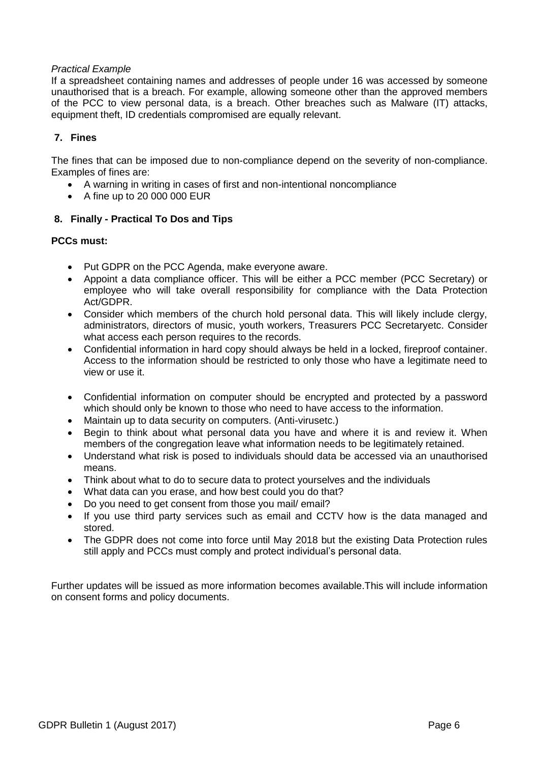*Practical Example*

If a spreadsheet containing names and addresses of people under 16 was accessed by someone unauthorised that is a breach. For example, allowing someone other than the approved members of the PCC to view personal data, is a breach. Other breaches such as Malware (IT) attacks, equipment theft, ID credentials compromised are equally relevant.

## 7. Fines

The fines that can be imposed due to non-compliance depend on the severity of non-compliance. Examples of fines are:

- A warning in writing in cases of first and non-intentional noncompliance
- A fine up to 20 000 000 EUR

## 8. Finally - Practical To Dos and Tips

**PCCs must:**

- Put GDPR on the PCC Agenda, make everyone aware.
- Appoint a data compliance officer. This will be either a PCC member (PCC Secretary) or employee who will take overall responsibility for compliance with the Data Protection Act/GDPR.
- Consider which members of the church hold personal data. This will likely include clergy, administrators, directors of music, youth workers, Treasurers PCC Secretaryetc. Consider what access each person requires to the records.
- Confidential information in hard copy should always be held in a locked, fireproof container. Access to the information should be restricted to only those who have a legitimate need to view or use it.
- Confidential information on computer should be encrypted and protected by a password which should only be known to those who need to have access to the information.
- Maintain up to data security on computers. (Anti-virusetc.)
- Begin to think about what personal data you have and where it is and review it. When members of the congregation leave what information needs to be legitimately retained.
- Understand what risk is posed to individuals should data be accessed via an unauthorised means.
- Think about what to do to secure data to protect yourselves and the individuals
- What data can you erase, and how best could you do that?
- Do you need to get consent from those you mail/ email?
- If you use third party services such as email and CCTV how is the data managed and stored.
- The GDPR does not come into force until May 2018 but the existing Data Protection rules still apply and PCCs must comply and protect individual's personal data.

Further updates will be issued as more information becomes available.This will include information on consent forms and policy documents.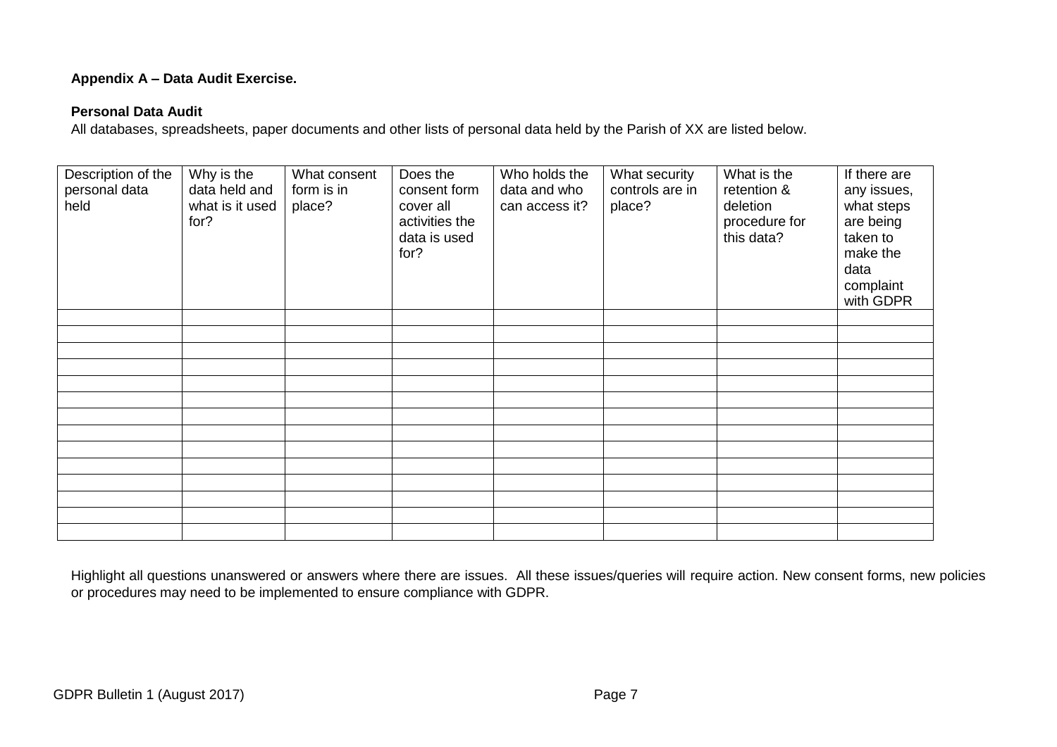**Appendix A – Data Audit Exercise.**

**Personal Data Audit**

All databases, spreadsheets, paper documents and other lists of personal data held by the Parish of XX are listed below.

| Description of the personal data held | Why is the data held and what is it used for? | What consent form is in place? | Does the consent form cover all activities the data is used for? | Who holds the data and who can access it? | What security controls are in place? | What is the retention & deletion procedure for this data? | If there are any issues, what steps are being taken to make the data complaint with GDPR |
|---|---|---|---|---|---|---|---|
| | | | | | | | |
| | | | | | | | |
| | | | | | | | |
| | | | | | | | |
| | | | | | | | |
| | | | | | | | |
| | | | | | | | |
| | | | | | | | |
| | | | | | | | |
| | | | | | | | |
| | | | | | | | |
| | | | | | | | |
| | | | | | | | |
| | | | | | | | |

Highlight all questions unanswered or answers where there are issues. All these issues/queries will require action. New consent forms, new policies or procedures may need to be implemented to ensure compliance with GDPR.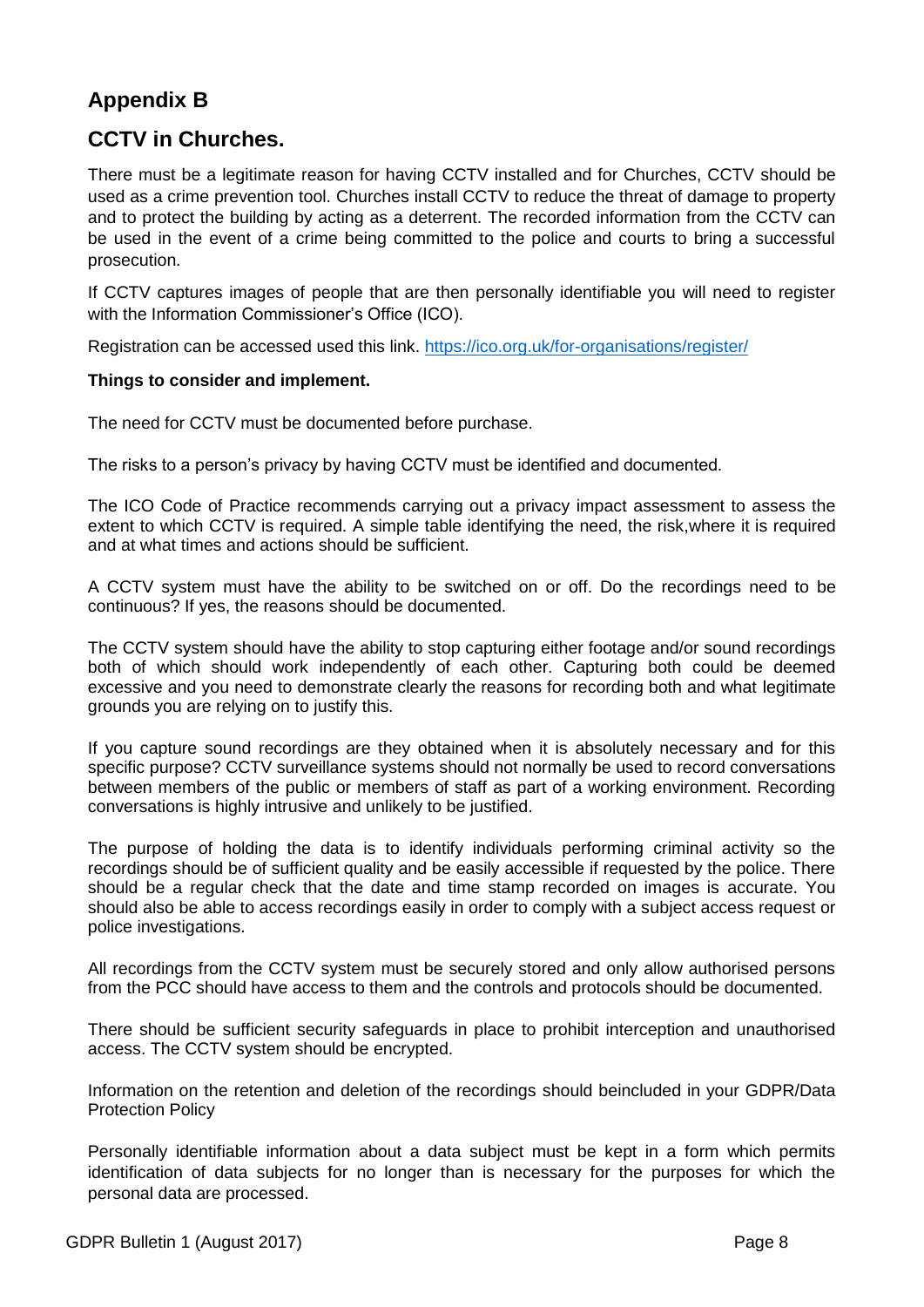## Appendix B

## CCTV in Churches.

There must be a legitimate reason for having CCTV installed and for Churches, CCTV should be used as a crime prevention tool. Churches install CCTV to reduce the threat of damage to property and to protect the building by acting as a deterrent. The recorded information from the CCTV can be used in the event of a crime being committed to the police and courts to bring a successful prosecution.

If CCTV captures images of people that are then personally identifiable you will need to register with the Information Commissioner's Office (ICO).

Registration can be accessed used this link. https://ico.org.uk/for-organisations/register/

**Things to consider and implement.**

The need for CCTV must be documented before purchase.

The risks to a person's privacy by having CCTV must be identified and documented.

The ICO Code of Practice recommends carrying out a privacy impact assessment to assess the extent to which CCTV is required. A simple table identifying the need, the risk,where it is required and at what times and actions should be sufficient.

A CCTV system must have the ability to be switched on or off. Do the recordings need to be continuous? If yes, the reasons should be documented.

The CCTV system should have the ability to stop capturing either footage and/or sound recordings both of which should work independently of each other. Capturing both could be deemed excessive and you need to demonstrate clearly the reasons for recording both and what legitimate grounds you are relying on to justify this.

If you capture sound recordings are they obtained when it is absolutely necessary and for this specific purpose? CCTV surveillance systems should not normally be used to record conversations between members of the public or members of staff as part of a working environment. Recording conversations is highly intrusive and unlikely to be justified.

The purpose of holding the data is to identify individuals performing criminal activity so the recordings should be of sufficient quality and be easily accessible if requested by the police. There should be a regular check that the date and time stamp recorded on images is accurate. You should also be able to access recordings easily in order to comply with a subject access request or police investigations.

All recordings from the CCTV system must be securely stored and only allow authorised persons from the PCC should have access to them and the controls and protocols should be documented.

There should be sufficient security safeguards in place to prohibit interception and unauthorised access. The CCTV system should be encrypted.

Information on the retention and deletion of the recordings should beincluded in your GDPR/Data Protection Policy

Personally identifiable information about a data subject must be kept in a form which permits identification of data subjects for no longer than is necessary for the purposes for which the personal data are processed.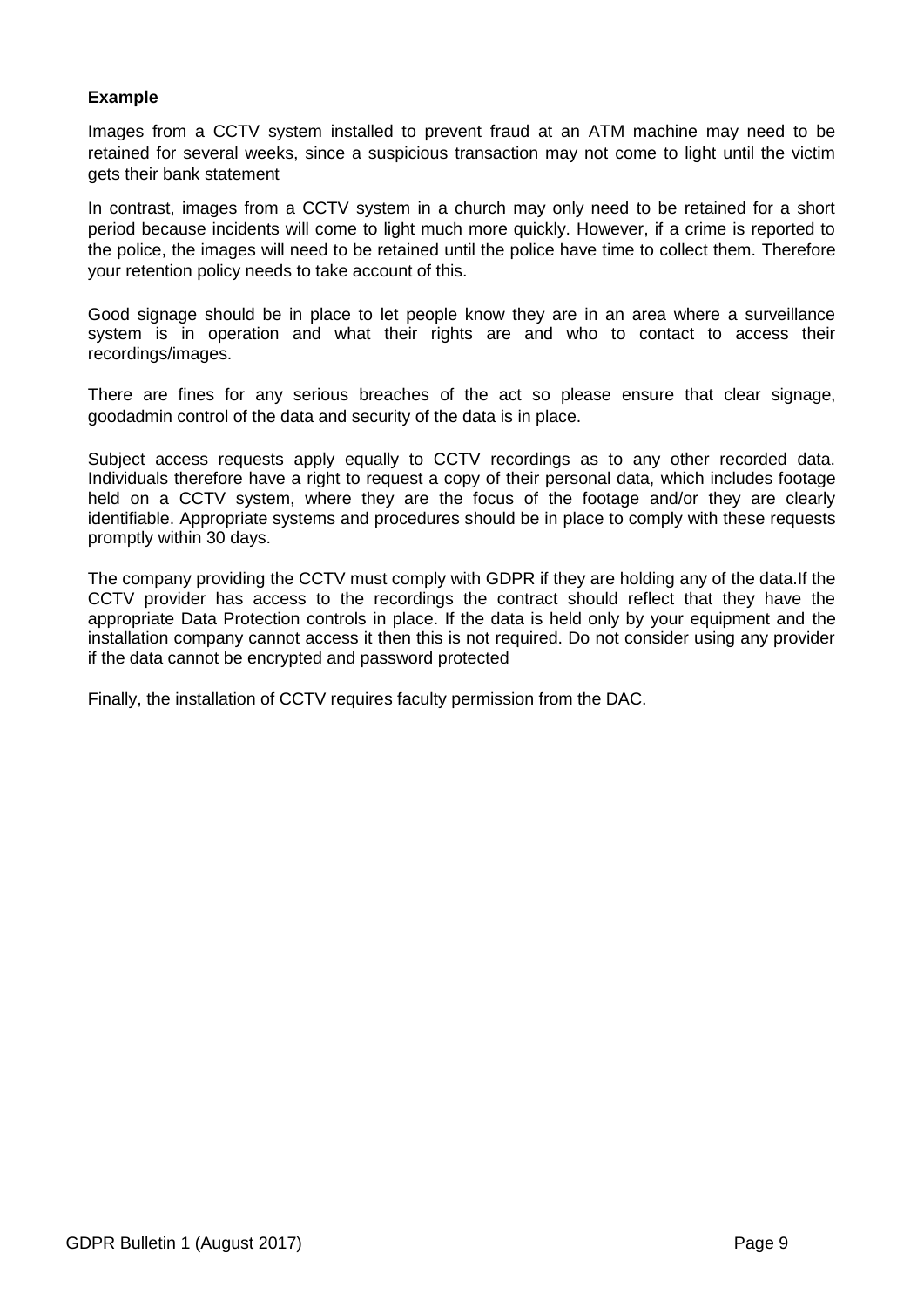**Example**

Images from a CCTV system installed to prevent fraud at an ATM machine may need to be retained for several weeks, since a suspicious transaction may not come to light until the victim gets their bank statement

In contrast, images from a CCTV system in a church may only need to be retained for a short period because incidents will come to light much more quickly. However, if a crime is reported to the police, the images will need to be retained until the police have time to collect them. Therefore your retention policy needs to take account of this.

Good signage should be in place to let people know they are in an area where a surveillance system is in operation and what their rights are and who to contact to access their recordings/images.

There are fines for any serious breaches of the act so please ensure that clear signage, goodadmin control of the data and security of the data is in place.

Subject access requests apply equally to CCTV recordings as to any other recorded data. Individuals therefore have a right to request a copy of their personal data, which includes footage held on a CCTV system, where they are the focus of the footage and/or they are clearly identifiable. Appropriate systems and procedures should be in place to comply with these requests promptly within 30 days.

The company providing the CCTV must comply with GDPR if they are holding any of the data.If the CCTV provider has access to the recordings the contract should reflect that they have the appropriate Data Protection controls in place. If the data is held only by your equipment and the installation company cannot access it then this is not required. Do not consider using any provider if the data cannot be encrypted and password protected

Finally, the installation of CCTV requires faculty permission from the DAC.